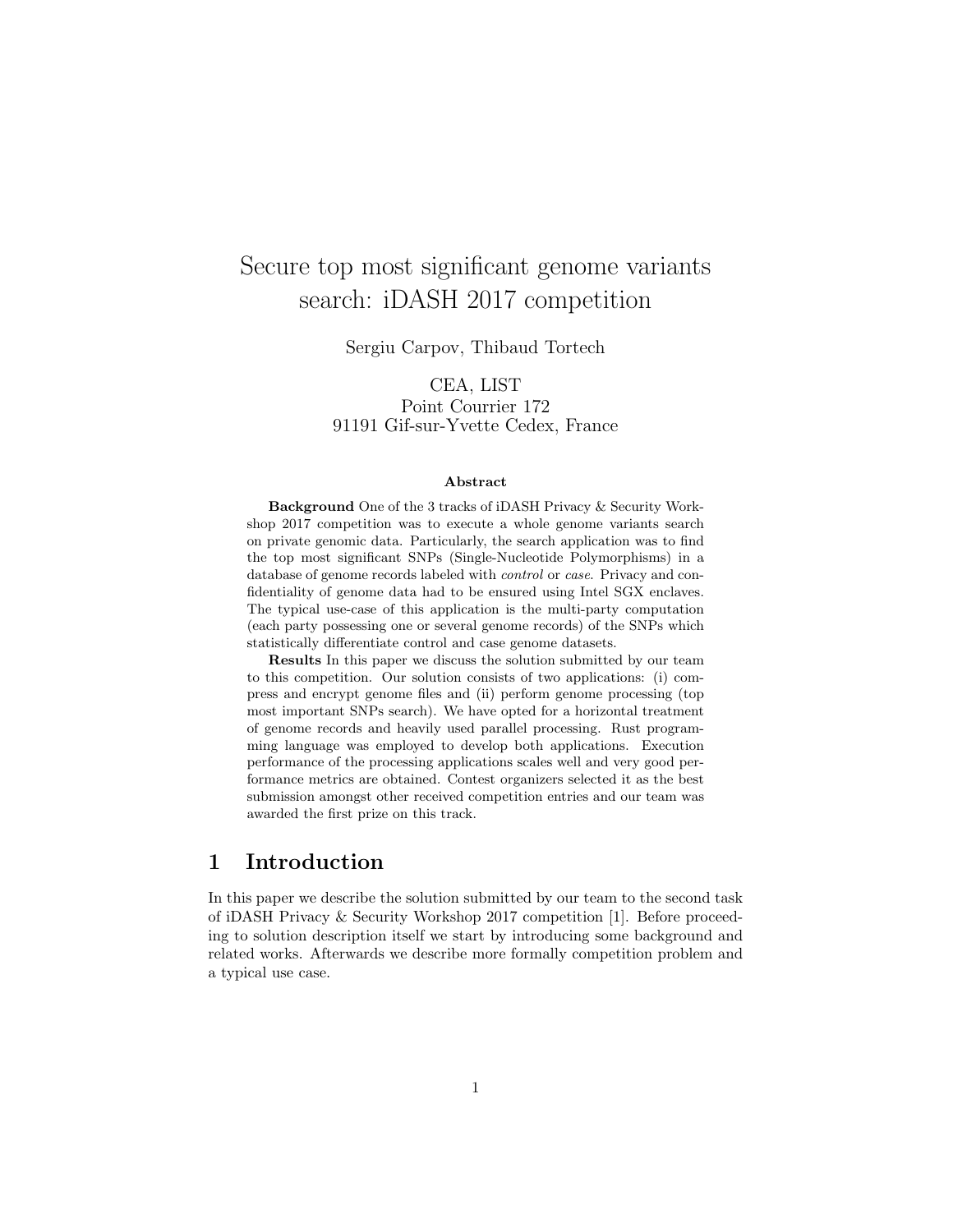# Secure top most significant genome variants search: iDASH 2017 competition

Sergiu Carpov, Thibaud Tortech

CEA, LIST  
Point Courrier 172  
91191 Gif-sur-Yvette Cedex, France

### Abstract

**Background** One of the 3 tracks of iDASH Privacy & Security Workshop 2017 competition was to execute a whole genome variants search on private genomic data. Particularly, the search application was to find the top most significant SNPs (Single-Nucleotide Polymorphisms) in a database of genome records labeled with *control* or *case*. Privacy and confidentiality of genome data had to be ensured using Intel SGX enclaves. The typical use-case of this application is the multi-party computation (each party possessing one or several genome records) of the SNPs which statistically differentiate control and case genome datasets.

**Results** In this paper we discuss the solution submitted by our team to this competition. Our solution consists of two applications: (i) compress and encrypt genome files and (ii) perform genome processing (top most important SNPs search). We have opted for a horizontal treatment of genome records and heavily used parallel processing. Rust programming language was employed to develop both applications. Execution performance of the processing applications scales well and very good performance metrics are obtained. Contest organizers selected it as the best submission amongst other received competition entries and our team was awarded the first prize on this track.

## 1 Introduction

In this paper we describe the solution submitted by our team to the second task of iDASH Privacy & Security Workshop 2017 competition [1]. Before proceeding to solution description itself we start by introducing some background and related works. Afterwards we describe more formally competition problem and a typical use case.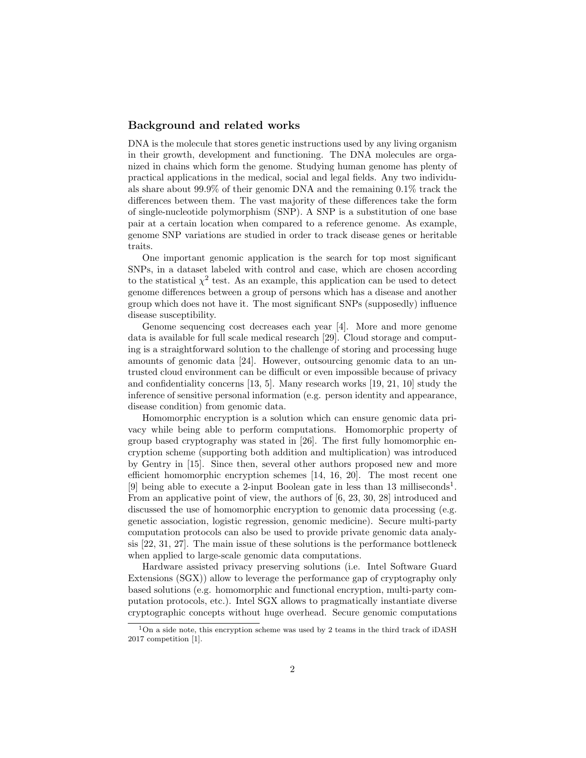## Background and related works

DNA is the molecule that stores genetic instructions used by any living organism in their growth, development and functioning. The DNA molecules are organized in chains which form the genome. Studying human genome has plenty of practical applications in the medical, social and legal fields. Any two individuals share about 99.9% of their genomic DNA and the remaining 0.1% track the differences between them. The vast majority of these differences take the form of single-nucleotide polymorphism (SNP). A SNP is a substitution of one base pair at a certain location when compared to a reference genome. As example, genome SNP variations are studied in order to track disease genes or heritable traits.

One important genomic application is the search for top most significant SNPs, in a dataset labeled with control and case, which are chosen according to the statistical $\chi^2$ test. As an example, this application can be used to detect genome differences between a group of persons which has a disease and another group which does not have it. The most significant SNPs (supposedly) influence disease susceptibility.

Genome sequencing cost decreases each year [4]. More and more genome data is available for full scale medical research [29]. Cloud storage and computing is a straightforward solution to the challenge of storing and processing huge amounts of genomic data [24]. However, outsourcing genomic data to an untrusted cloud environment can be difficult or even impossible because of privacy and confidentiality concerns [13, 5]. Many research works [19, 21, 10] study the inference of sensitive personal information (e.g. person identity and appearance, disease condition) from genomic data.

Homomorphic encryption is a solution which can ensure genomic data privacy while being able to perform computations. Homomorphic property of group based cryptography was stated in [26]. The first fully homomorphic encryption scheme (supporting both addition and multiplication) was introduced by Gentry in [15]. Since then, several other authors proposed new and more efficient homomorphic encryption schemes [14, 16, 20]. The most recent one [9] being able to execute a 2-input Boolean gate in less than 13 milliseconds[1]. From an applicative point of view, the authors of [6, 23, 30, 28] introduced and discussed the use of homomorphic encryption to genomic data processing (e.g. genetic association, logistic regression, genomic medicine). Secure multi-party computation protocols can also be used to provide private genomic data analysis [22, 31, 27]. The main issue of these solutions is the performance bottleneck when applied to large-scale genomic data computations.

Hardware assisted privacy preserving solutions (i.e. Intel Software Guard Extensions (SGX)) allow to leverage the performance gap of cryptography only based solutions (e.g. homomorphic and functional encryption, multi-party computation protocols, etc.). Intel SGX allows to pragmatically instantiate diverse cryptographic concepts without huge overhead. Secure genomic computations

[1] On a side note, this encryption scheme was used by 2 teams in the third track of iDASH 2017 competition [1].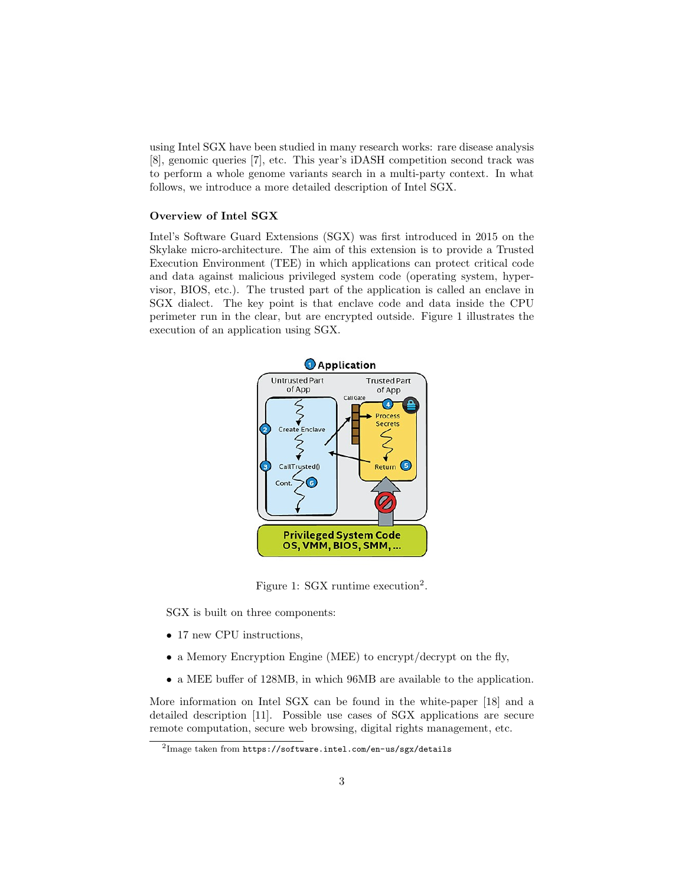using Intel SGX have been studied in many research works: rare disease analysis [8], genomic queries [7], etc. This year's iDASH competition second track was to perform a whole genome variants search in a multi-party context. In what follows, we introduce a more detailed description of Intel SGX.

### Overview of Intel SGX

Intel's Software Guard Extensions (SGX) was first introduced in 2015 on the Skylake micro-architecture. The aim of this extension is to provide a Trusted Execution Environment (TEE) in which applications can protect critical code and data against malicious privileged system code (operating system, hypervisor, BIOS, etc.). The trusted part of the application is called an enclave in SGX dialect. The key point is that enclave code and data inside the CPU perimeter run in the clear, but are encrypted outside. Figure 1 illustrates the execution of an application using SGX.

Figure 1: SGX runtime execution[2].

SGX is built on three components:

- 17 new CPU instructions,
- a Memory Encryption Engine (MEE) to encrypt/decrypt on the fly,
- a MEE buffer of 128MB, in which 96MB are available to the application.

More information on Intel SGX can be found in the white-paper [18] and a detailed description [11]. Possible use cases of SGX applications are secure remote computation, secure web browsing, digital rights management, etc.

[2]Image taken from `https://software.intel.com/en-us/sgx/details`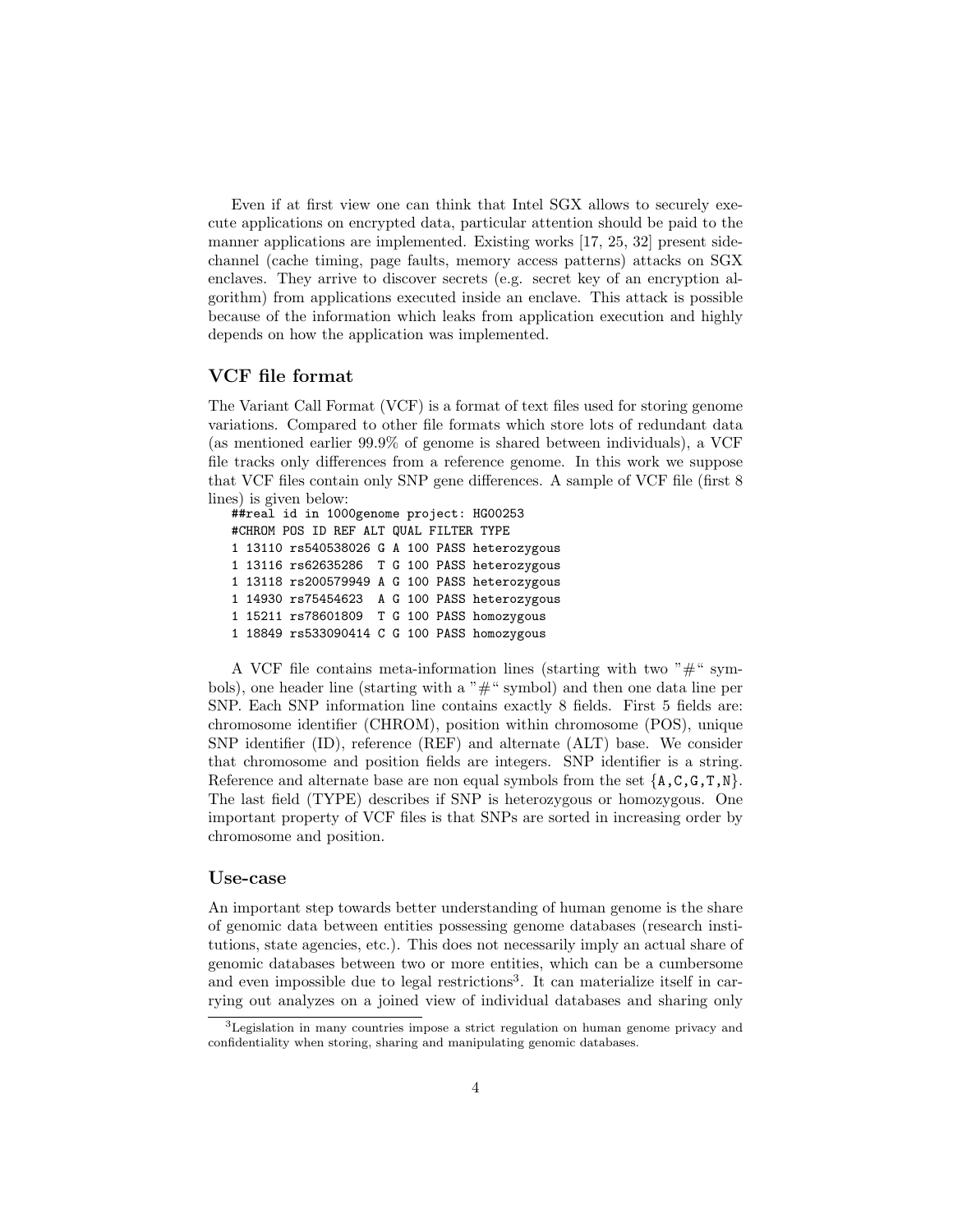Even if at first view one can think that Intel SGX allows to securely execute applications on encrypted data, particular attention should be paid to the manner applications are implemented. Existing works [17, 25, 32] present side-channel (cache timing, page faults, memory access patterns) attacks on SGX enclaves. They arrive to discover secrets (e.g. secret key of an encryption algorithm) from applications executed inside an enclave. This attack is possible because of the information which leaks from application execution and highly depends on how the application was implemented.

### VCF file format

The Variant Call Format (VCF) is a format of text files used for storing genome variations. Compared to other file formats which store lots of redundant data (as mentioned earlier 99.9% of genome is shared between individuals), a VCF file tracks only differences from a reference genome. In this work we suppose that VCF files contain only SNP gene differences. A sample of VCF file (first 8 lines) is given below:

```
##real id in 1000genome project: HG00253
#CHROM POS ID REF ALT QUAL FILTER TYPE
1 13110 rs540538026 G A 100 PASS heterozygous
1 13116 rs62635286  T G 100 PASS heterozygous
1 13118 rs200579949 A G 100 PASS heterozygous
1 14930 rs75454623  A G 100 PASS heterozygous
1 15211 rs78601809  T G 100 PASS homozygous
1 18849 rs533090414 C G 100 PASS homozygous
```

A VCF file contains meta-information lines (starting with two "#" symbols), one header line (starting with a "#" symbol) and then one data line per SNP. Each SNP information line contains exactly 8 fields. First 5 fields are: chromosome identifier (CHROM), position within chromosome (POS), unique SNP identifier (ID), reference (REF) and alternate (ALT) base. We consider that chromosome and position fields are integers. SNP identifier is a string. Reference and alternate base are non equal symbols from the set {A,C,G,T,N}. The last field (TYPE) describes if SNP is heterozygous or homozygous. One important property of VCF files is that SNPs are sorted in increasing order by chromosome and position.

### Use-case

An important step towards better understanding of human genome is the share of genomic data between entities possessing genome databases (research institutions, state agencies, etc.). This does not necessarily imply an actual share of genomic databases between two or more entities, which can be a cumbersome and even impossible due to legal restrictions[3]. It can materialize itself in carrying out analyzes on a joined view of individual databases and sharing only

[3]Legislation in many countries impose a strict regulation on human genome privacy and confidentiality when storing, sharing and manipulating genomic databases.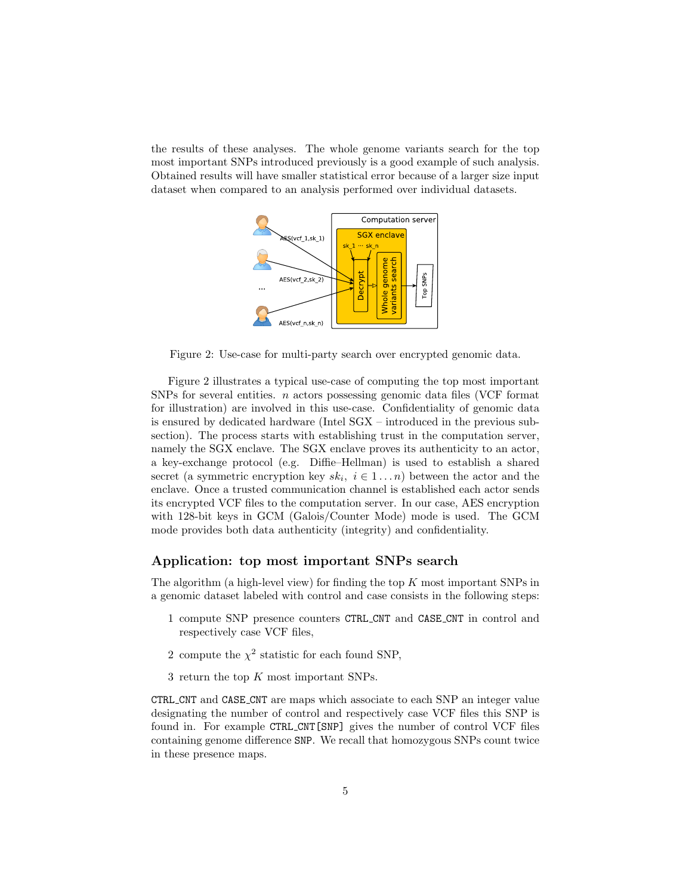the results of these analyses. The whole genome variants search for the top most important SNPs introduced previously is a good example of such analysis. Obtained results will have smaller statistical error because of a larger size input dataset when compared to an analysis performed over individual datasets.

Figure 2: Use-case for multi-party search over encrypted genomic data.

Figure 2 illustrates a typical use-case of computing the top most important SNPs for several entities. $n$ actors possessing genomic data files (VCF format for illustration) are involved in this use-case. Confidentiality of genomic data is ensured by dedicated hardware (Intel SGX – introduced in the previous subsection). The process starts with establishing trust in the computation server, namely the SGX enclave. The SGX enclave proves its authenticity to an actor, a key-exchange protocol (e.g. Diffie–Hellman) is used to establish a shared secret (a symmetric encryption key $sk_i,\ i \in 1 \ldots n$) between the actor and the enclave. Once a trusted communication channel is established each actor sends its encrypted VCF files to the computation server. In our case, AES encryption with 128-bit keys in GCM (Galois/Counter Mode) mode is used. The GCM mode provides both data authenticity (integrity) and confidentiality.

## Application: top most important SNPs search

The algorithm (a high-level view) for finding the top $K$ most important SNPs in a genomic dataset labeled with control and case consists in the following steps:

1 compute SNP presence counters `CTRL_CNT` and `CASE_CNT` in control and respectively case VCF files,

2 compute the $\chi^2$ statistic for each found SNP,

3 return the top $K$ most important SNPs.

`CTRL_CNT` and `CASE_CNT` are maps which associate to each SNP an integer value designating the number of control and respectively case VCF files this SNP is found in. For example `CTRL_CNT[SNP]` gives the number of control VCF files containing genome difference `SNP`. We recall that homozygous SNPs count twice in these presence maps.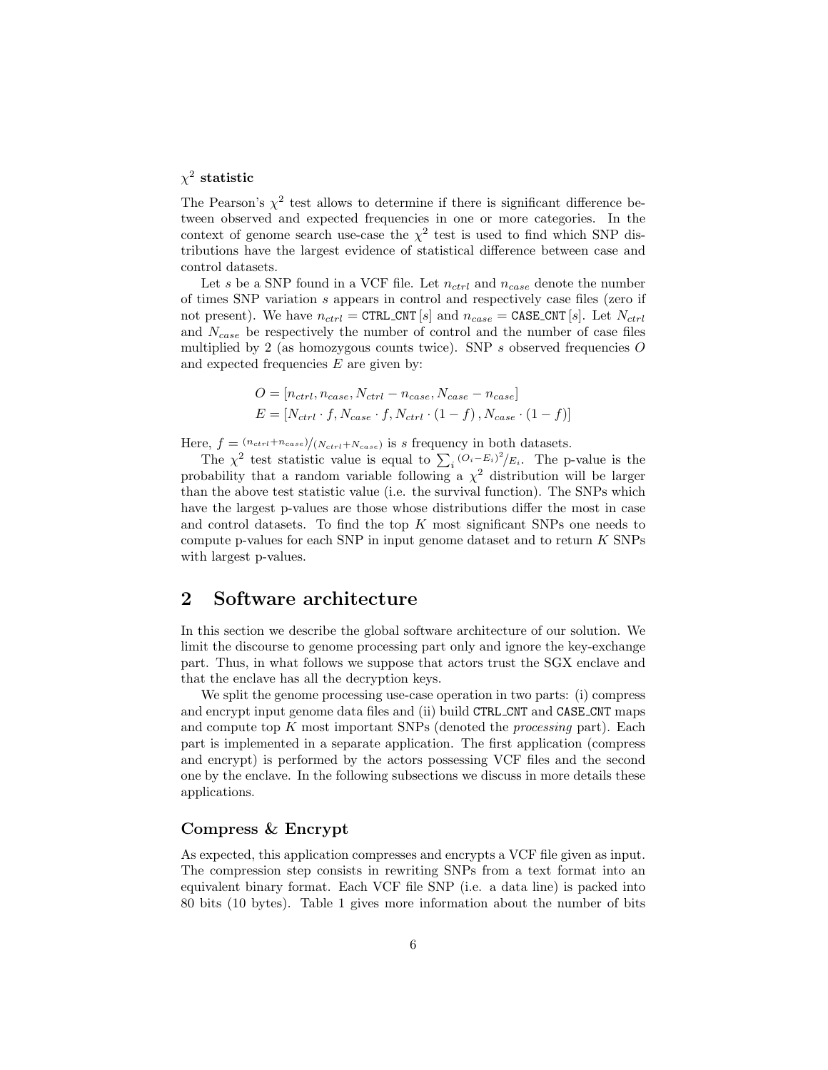### $\chi^2$ statistic

The Pearson's $\chi^2$ test allows to determine if there is significant difference between observed and expected frequencies in one or more categories. In the context of genome search use-case the $\chi^2$ test is used to find which SNP distributions have the largest evidence of statistical difference between case and control datasets.

Let $s$ be a SNP found in a VCF file. Let $n_{ctrl}$ and $n_{case}$ denote the number of times SNP variation $s$ appears in control and respectively case files (zero if not present). We have $n_{ctrl} = \texttt{CTRL\_CNT}[s]$ and $n_{case} = \texttt{CASE\_CNT}[s]$. Let $N_{ctrl}$ and $N_{case}$ be respectively the number of control and the number of case files multiplied by 2 (as homozygous counts twice). SNP $s$ observed frequencies $O$ and expected frequencies $E$ are given by:

$$
\begin{aligned}
O &= [n_{ctrl}, n_{case}, N_{ctrl} - n_{case}, N_{case} - n_{case}] \\
E &= [N_{ctrl} \cdot f, N_{case} \cdot f, N_{ctrl} \cdot (1 - f), N_{case} \cdot (1 - f)]
\end{aligned}
$$

Here, $f = {}^{(n_{ctrl}+n_{case})}/_{(N_{ctrl}+N_{case})}$ is $s$ frequency in both datasets.

The $\chi^2$ test statistic value is equal to $\sum_i {}^{(O_i - E_i)^2}/_{E_i}$. The p-value is the probability that a random variable following a $\chi^2$ distribution will be larger than the above test statistic value (i.e. the survival function). The SNPs which have the largest p-values are those whose distributions differ the most in case and control datasets. To find the top $K$ most significant SNPs one needs to compute p-values for each SNP in input genome dataset and to return $K$ SNPs with largest p-values.

## 2 Software architecture

In this section we describe the global software architecture of our solution. We limit the discourse to genome processing part only and ignore the key-exchange part. Thus, in what follows we suppose that actors trust the SGX enclave and that the enclave has all the decryption keys.

We split the genome processing use-case operation in two parts: (i) compress and encrypt input genome data files and (ii) build `CTRL_CNT` and `CASE_CNT` maps and compute top $K$ most important SNPs (denoted the *processing* part). Each part is implemented in a separate application. The first application (compress and encrypt) is performed by the actors possessing VCF files and the second one by the enclave. In the following subsections we discuss in more details these applications.

### Compress & Encrypt

As expected, this application compresses and encrypts a VCF file given as input. The compression step consists in rewriting SNPs from a text format into an equivalent binary format. Each VCF file SNP (i.e. a data line) is packed into 80 bits (10 bytes). Table 1 gives more information about the number of bits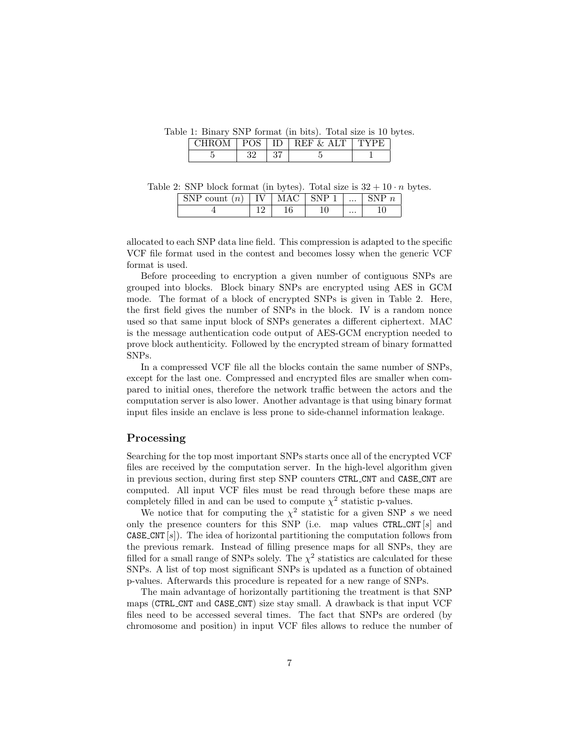Table 1: Binary SNP format (in bits). Total size is 10 bytes.

| CHROM | POS | ID | REF & ALT | TYPE |
| --- | --- | --- | --- | --- |
| 5 | 32 | 37 | 5 | 1 |

Table 2: SNP block format (in bytes). Total size is $32 + 10 \cdot n$ bytes.

| SNP count ($n$) | IV | MAC | SNP 1 | ... | SNP $n$ |
| --- | --- | --- | --- | --- | --- |
| 4 | 12 | 16 | 10 | ... | 10 |

allocated to each SNP data line field. This compression is adapted to the specific VCF file format used in the contest and becomes lossy when the generic VCF format is used.

Before proceeding to encryption a given number of contiguous SNPs are grouped into blocks. Block binary SNPs are encrypted using AES in GCM mode. The format of a block of encrypted SNPs is given in Table 2. Here, the first field gives the number of SNPs in the block. IV is a random nonce used so that same input block of SNPs generates a different ciphertext. MAC is the message authentication code output of AES-GCM encryption needed to prove block authenticity. Followed by the encrypted stream of binary formatted SNPs.

In a compressed VCF file all the blocks contain the same number of SNPs, except for the last one. Compressed and encrypted files are smaller when compared to initial ones, therefore the network traffic between the actors and the computation server is also lower. Another advantage is that using binary format input files inside an enclave is less prone to side-channel information leakage.

## Processing

Searching for the top most important SNPs starts once all of the encrypted VCF files are received by the computation server. In the high-level algorithm given in previous section, during first step SNP counters `CTRL_CNT` and `CASE_CNT` are computed. All input VCF files must be read through before these maps are completely filled in and can be used to compute $\chi^2$ statistic p-values.

We notice that for computing the $\chi^2$ statistic for a given SNP $s$ we need only the presence counters for this SNP (i.e. map values `CTRL_CNT`$[s]$ and `CASE_CNT`$[s]$). The idea of horizontal partitioning the computation follows from the previous remark. Instead of filling presence maps for all SNPs, they are filled for a small range of SNPs solely. The $\chi^2$ statistics are calculated for these SNPs. A list of top most significant SNPs is updated as a function of obtained p-values. Afterwards this procedure is repeated for a new range of SNPs.

The main advantage of horizontally partitioning the treatment is that SNP maps (`CTRL_CNT` and `CASE_CNT`) size stay small. A drawback is that input VCF files need to be accessed several times. The fact that SNPs are ordered (by chromosome and position) in input VCF files allows to reduce the number of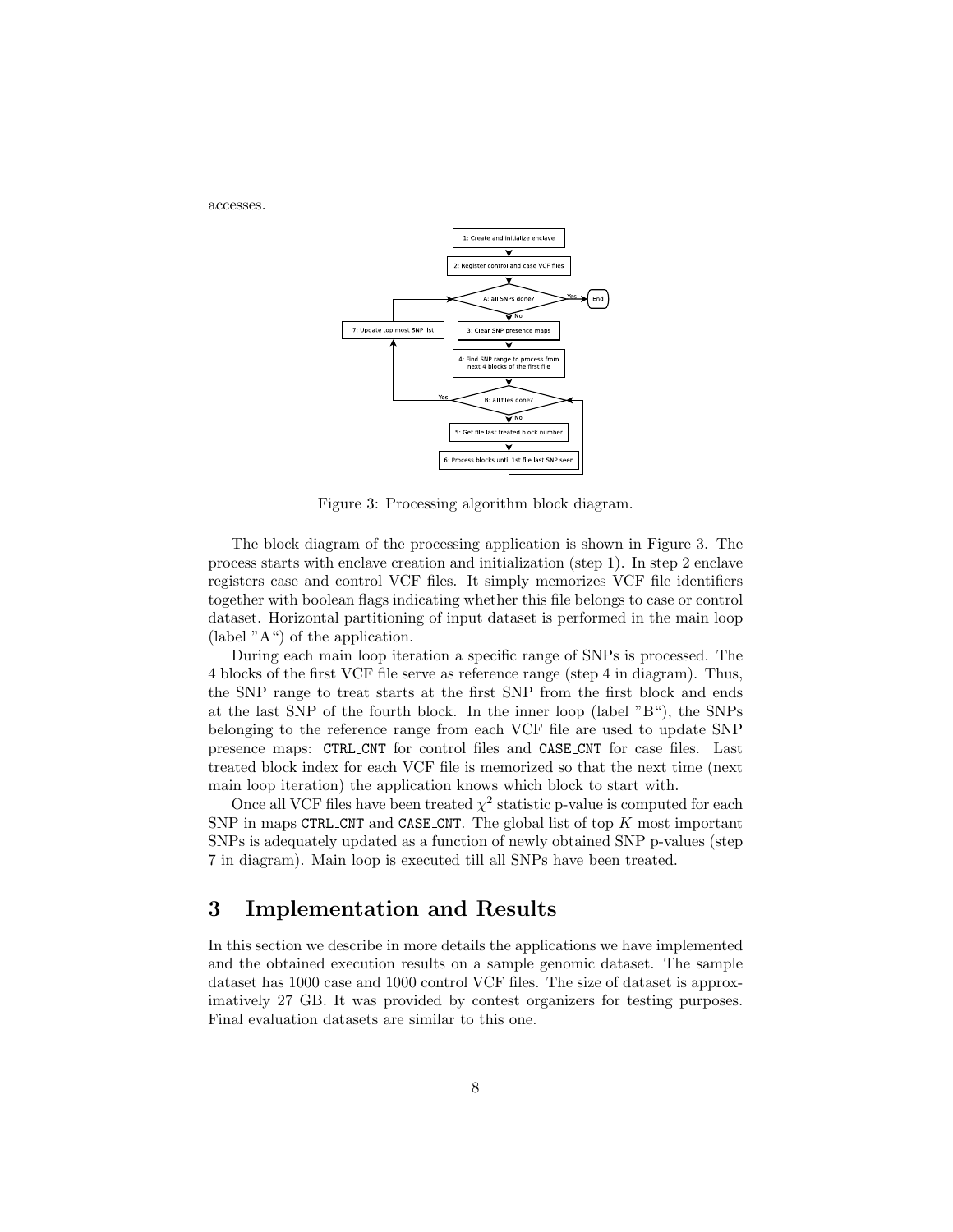accesses.

Figure 3: Processing algorithm block diagram.

The block diagram of the processing application is shown in Figure 3. The process starts with enclave creation and initialization (step 1). In step 2 enclave registers case and control VCF files. It simply memorizes VCF file identifiers together with boolean flags indicating whether this file belongs to case or control dataset. Horizontal partitioning of input dataset is performed in the main loop (label "A") of the application.

During each main loop iteration a specific range of SNPs is processed. The 4 blocks of the first VCF file serve as reference range (step 4 in diagram). Thus, the SNP range to treat starts at the first SNP from the first block and ends at the last SNP of the fourth block. In the inner loop (label "B"), the SNPs belonging to the reference range from each VCF file are used to update SNP presence maps: `CTRL_CNT` for control files and `CASE_CNT` for case files. Last treated block index for each VCF file is memorized so that the next time (next main loop iteration) the application knows which block to start with.

Once all VCF files have been treated $\chi^2$ statistic p-value is computed for each SNP in maps `CTRL_CNT` and `CASE_CNT`. The global list of top $K$ most important SNPs is adequately updated as a function of newly obtained SNP p-values (step 7 in diagram). Main loop is executed till all SNPs have been treated.

# 3 Implementation and Results

In this section we describe in more details the applications we have implemented and the obtained execution results on a sample genomic dataset. The sample dataset has 1000 case and 1000 control VCF files. The size of dataset is approximatively 27 GB. It was provided by contest organizers for testing purposes. Final evaluation datasets are similar to this one.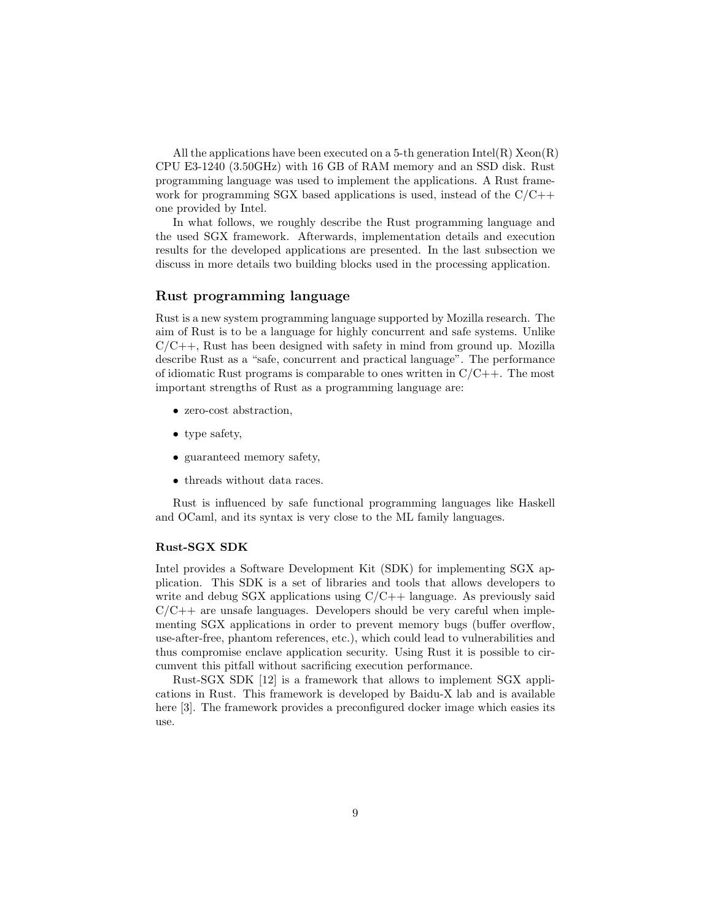All the applications have been executed on a 5-th generation Intel(R) Xeon(R) CPU E3-1240 (3.50GHz) with 16 GB of RAM memory and an SSD disk. Rust programming language was used to implement the applications. A Rust framework for programming SGX based applications is used, instead of the C/C++ one provided by Intel.

In what follows, we roughly describe the Rust programming language and the used SGX framework. Afterwards, implementation details and execution results for the developed applications are presented. In the last subsection we discuss in more details two building blocks used in the processing application.

## Rust programming language

Rust is a new system programming language supported by Mozilla research. The aim of Rust is to be a language for highly concurrent and safe systems. Unlike C/C++, Rust has been designed with safety in mind from ground up. Mozilla describe Rust as a "safe, concurrent and practical language". The performance of idiomatic Rust programs is comparable to ones written in C/C++. The most important strengths of Rust as a programming language are:

- zero-cost abstraction,
- type safety,
- guaranteed memory safety,
- threads without data races.

Rust is influenced by safe functional programming languages like Haskell and OCaml, and its syntax is very close to the ML family languages.

### Rust-SGX SDK

Intel provides a Software Development Kit (SDK) for implementing SGX application. This SDK is a set of libraries and tools that allows developers to write and debug SGX applications using C/C++ language. As previously said C/C++ are unsafe languages. Developers should be very careful when implementing SGX applications in order to prevent memory bugs (buffer overflow, use-after-free, phantom references, etc.), which could lead to vulnerabilities and thus compromise enclave application security. Using Rust it is possible to circumvent this pitfall without sacrificing execution performance.

Rust-SGX SDK [12] is a framework that allows to implement SGX applications in Rust. This framework is developed by Baidu-X lab and is available here [3]. The framework provides a preconfigured docker image which easies its use.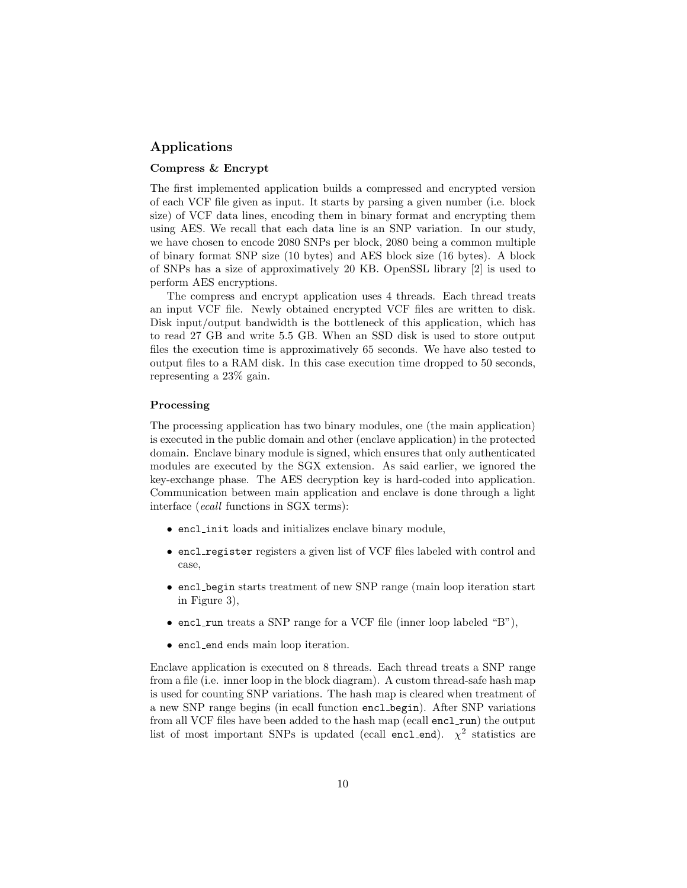## Applications

### Compress & Encrypt

The first implemented application builds a compressed and encrypted version of each VCF file given as input. It starts by parsing a given number (i.e. block size) of VCF data lines, encoding them in binary format and encrypting them using AES. We recall that each data line is an SNP variation. In our study, we have chosen to encode 2080 SNPs per block, 2080 being a common multiple of binary format SNP size (10 bytes) and AES block size (16 bytes). A block of SNPs has a size of approximatively 20 KB. OpenSSL library [2] is used to perform AES encryptions.

The compress and encrypt application uses 4 threads. Each thread treats an input VCF file. Newly obtained encrypted VCF files are written to disk. Disk input/output bandwidth is the bottleneck of this application, which has to read 27 GB and write 5.5 GB. When an SSD disk is used to store output files the execution time is approximatively 65 seconds. We have also tested to output files to a RAM disk. In this case execution time dropped to 50 seconds, representing a 23% gain.

### Processing

The processing application has two binary modules, one (the main application) is executed in the public domain and other (enclave application) in the protected domain. Enclave binary module is signed, which ensures that only authenticated modules are executed by the SGX extension. As said earlier, we ignored the key-exchange phase. The AES decryption key is hard-coded into application. Communication between main application and enclave is done through a light interface (*ecall* functions in SGX terms):

- `encl_init` loads and initializes enclave binary module,
- `encl_register` registers a given list of VCF files labeled with control and case,
- `encl_begin` starts treatment of new SNP range (main loop iteration start in Figure 3),
- `encl_run` treats a SNP range for a VCF file (inner loop labeled "B"),
- `encl_end` ends main loop iteration.

Enclave application is executed on 8 threads. Each thread treats a SNP range from a file (i.e. inner loop in the block diagram). A custom thread-safe hash map is used for counting SNP variations. The hash map is cleared when treatment of a new SNP range begins (in ecall function `encl_begin`). After SNP variations from all VCF files have been added to the hash map (ecall `encl_run`) the output list of most important SNPs is updated (ecall `encl_end`). $\chi^2$ statistics are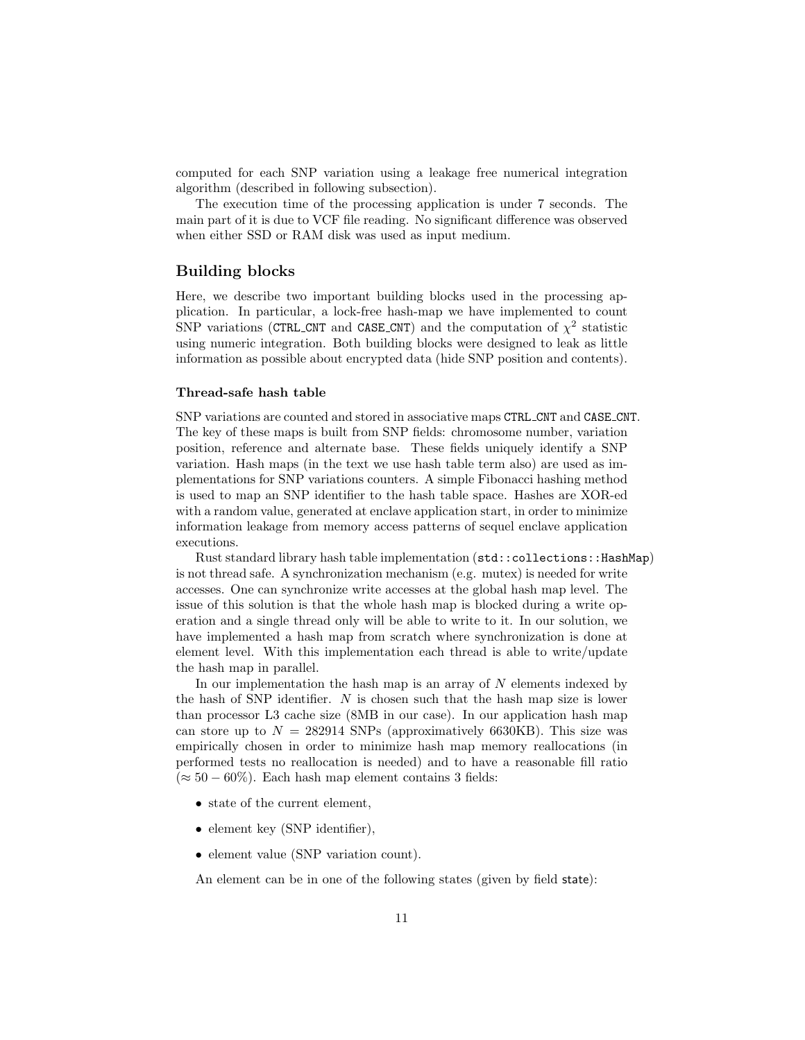computed for each SNP variation using a leakage free numerical integration algorithm (described in following subsection).

The execution time of the processing application is under 7 seconds. The main part of it is due to VCF file reading. No significant difference was observed when either SSD or RAM disk was used as input medium.

## Building blocks

Here, we describe two important building blocks used in the processing application. In particular, a lock-free hash-map we have implemented to count SNP variations (`CTRL_CNT` and `CASE_CNT`) and the computation of $\chi^2$ statistic using numeric integration. Both building blocks were designed to leak as little information as possible about encrypted data (hide SNP position and contents).

### Thread-safe hash table

SNP variations are counted and stored in associative maps `CTRL_CNT` and `CASE_CNT`. The key of these maps is built from SNP fields: chromosome number, variation position, reference and alternate base. These fields uniquely identify a SNP variation. Hash maps (in the text we use hash table term also) are used as implementations for SNP variations counters. A simple Fibonacci hashing method is used to map an SNP identifier to the hash table space. Hashes are XOR-ed with a random value, generated at enclave application start, in order to minimize information leakage from memory access patterns of sequel enclave application executions.

Rust standard library hash table implementation (`std::collections::HashMap`) is not thread safe. A synchronization mechanism (e.g. mutex) is needed for write accesses. One can synchronize write accesses at the global hash map level. The issue of this solution is that the whole hash map is blocked during a write operation and a single thread only will be able to write to it. In our solution, we have implemented a hash map from scratch where synchronization is done at element level. With this implementation each thread is able to write/update the hash map in parallel.

In our implementation the hash map is an array of $N$ elements indexed by the hash of SNP identifier. $N$ is chosen such that the hash map size is lower than processor L3 cache size (8MB in our case). In our application hash map can store up to $N = 282914$ SNPs (approximatively 6630KB). This size was empirically chosen in order to minimize hash map memory reallocations (in performed tests no reallocation is needed) and to have a reasonable fill ratio ($\approx 50 - 60\%$). Each hash map element contains 3 fields:

- state of the current element,
- element key (SNP identifier),
- element value (SNP variation count).

An element can be in one of the following states (given by field `state`):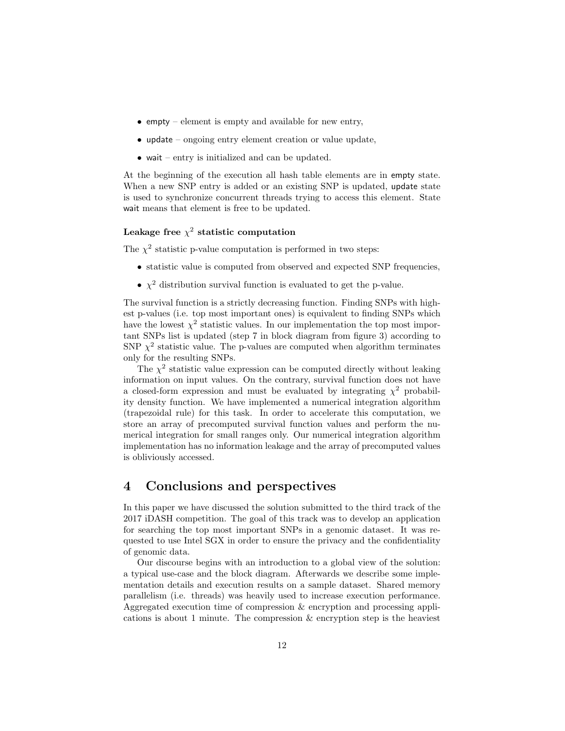- `empty` – element is empty and available for new entry,
- `update` – ongoing entry element creation or value update,
- `wait` – entry is initialized and can be updated.

At the beginning of the execution all hash table elements are in `empty` state. When a new SNP entry is added or an existing SNP is updated, `update` state is used to synchronize concurrent threads trying to access this element. State `wait` means that element is free to be updated.

#### Leakage free $\chi^2$ statistic computation

The $\chi^2$ statistic p-value computation is performed in two steps:

- statistic value is computed from observed and expected SNP frequencies,
- $\chi^2$ distribution survival function is evaluated to get the p-value.

The survival function is a strictly decreasing function. Finding SNPs with highest p-values (i.e. top most important ones) is equivalent to finding SNPs which have the lowest $\chi^2$ statistic values. In our implementation the top most important SNPs list is updated (step 7 in block diagram from figure 3) according to SNP $\chi^2$ statistic value. The p-values are computed when algorithm terminates only for the resulting SNPs.

The $\chi^2$ statistic value expression can be computed directly without leaking information on input values. On the contrary, survival function does not have a closed-form expression and must be evaluated by integrating $\chi^2$ probability density function. We have implemented a numerical integration algorithm (trapezoidal rule) for this task. In order to accelerate this computation, we store an array of precomputed survival function values and perform the numerical integration for small ranges only. Our numerical integration algorithm implementation has no information leakage and the array of precomputed values is obliviously accessed.

# 4 Conclusions and perspectives

In this paper we have discussed the solution submitted to the third track of the 2017 iDASH competition. The goal of this track was to develop an application for searching the top most important SNPs in a genomic dataset. It was requested to use Intel SGX in order to ensure the privacy and the confidentiality of genomic data.

Our discourse begins with an introduction to a global view of the solution: a typical use-case and the block diagram. Afterwards we describe some implementation details and execution results on a sample dataset. Shared memory parallelism (i.e. threads) was heavily used to increase execution performance. Aggregated execution time of compression & encryption and processing applications is about 1 minute. The compression & encryption step is the heaviest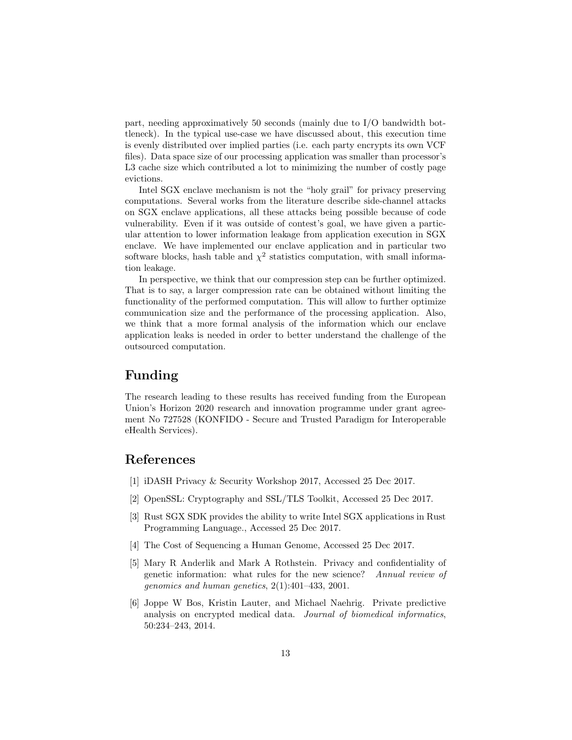part, needing approximatively 50 seconds (mainly due to I/O bandwidth bottleneck). In the typical use-case we have discussed about, this execution time is evenly distributed over implied parties (i.e. each party encrypts its own VCF files). Data space size of our processing application was smaller than processor's L3 cache size which contributed a lot to minimizing the number of costly page evictions.

Intel SGX enclave mechanism is not the "holy grail" for privacy preserving computations. Several works from the literature describe side-channel attacks on SGX enclave applications, all these attacks being possible because of code vulnerability. Even if it was outside of contest's goal, we have given a particular attention to lower information leakage from application execution in SGX enclave. We have implemented our enclave application and in particular two software blocks, hash table and $\chi^2$ statistics computation, with small information leakage.

In perspective, we think that our compression step can be further optimized. That is to say, a larger compression rate can be obtained without limiting the functionality of the performed computation. This will allow to further optimize communication size and the performance of the processing application. Also, we think that a more formal analysis of the information which our enclave application leaks is needed in order to better understand the challenge of the outsourced computation.

## Funding

The research leading to these results has received funding from the European Union's Horizon 2020 research and innovation programme under grant agreement No 727528 (KONFIDO - Secure and Trusted Paradigm for Interoperable eHealth Services).

## References

[1] iDASH Privacy & Security Workshop 2017, Accessed 25 Dec 2017.

[2] OpenSSL: Cryptography and SSL/TLS Toolkit, Accessed 25 Dec 2017.

[3] Rust SGX SDK provides the ability to write Intel SGX applications in Rust Programming Language., Accessed 25 Dec 2017.

[4] The Cost of Sequencing a Human Genome, Accessed 25 Dec 2017.

[5] Mary R Anderlik and Mark A Rothstein. Privacy and confidentiality of genetic information: what rules for the new science? *Annual review of genomics and human genetics*, 2(1):401–433, 2001.

[6] Joppe W Bos, Kristin Lauter, and Michael Naehrig. Private predictive analysis on encrypted medical data. *Journal of biomedical informatics*, 50:234–243, 2014.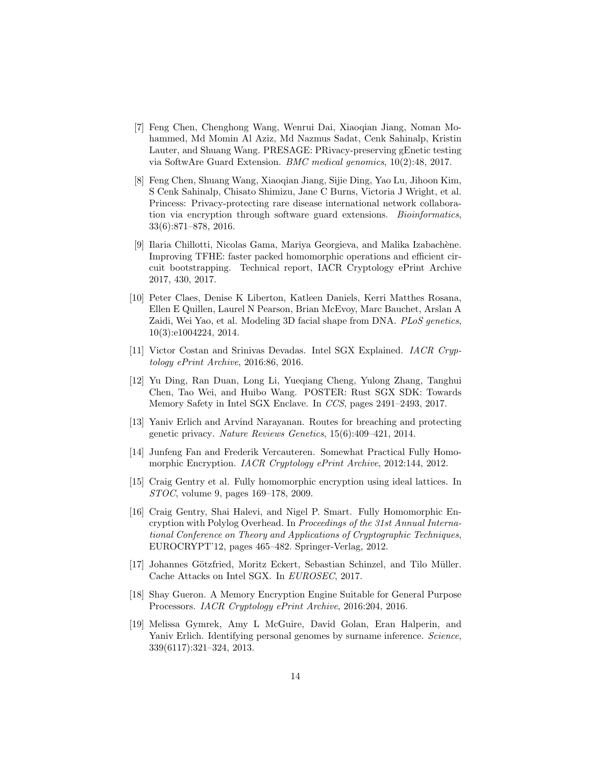[7] Feng Chen, Chenghong Wang, Wenrui Dai, Xiaoqian Jiang, Noman Mohammed, Md Momin Al Aziz, Md Nazmus Sadat, Cenk Sahinalp, Kristin Lauter, and Shuang Wang. PRESAGE: PRivacy-preserving gEnetic testing via SoftwAre Guard Extension. *BMC medical genomics*, 10(2):48, 2017.

[8] Feng Chen, Shuang Wang, Xiaoqian Jiang, Sijie Ding, Yao Lu, Jihoon Kim, S Cenk Sahinalp, Chisato Shimizu, Jane C Burns, Victoria J Wright, et al. Princess: Privacy-protecting rare disease international network collaboration via encryption through software guard extensions. *Bioinformatics*, 33(6):871–878, 2016.

[9] Ilaria Chillotti, Nicolas Gama, Mariya Georgieva, and Malika Izabachène. Improving TFHE: faster packed homomorphic operations and efficient circuit bootstrapping. Technical report, IACR Cryptology ePrint Archive 2017, 430, 2017.

[10] Peter Claes, Denise K Liberton, Katleen Daniels, Kerri Matthes Rosana, Ellen E Quillen, Laurel N Pearson, Brian McEvoy, Marc Bauchet, Arslan A Zaidi, Wei Yao, et al. Modeling 3D facial shape from DNA. *PLoS genetics*, 10(3):e1004224, 2014.

[11] Victor Costan and Srinivas Devadas. Intel SGX Explained. *IACR Cryptology ePrint Archive*, 2016:86, 2016.

[12] Yu Ding, Ran Duan, Long Li, Yueqiang Cheng, Yulong Zhang, Tanghui Chen, Tao Wei, and Huibo Wang. POSTER: Rust SGX SDK: Towards Memory Safety in Intel SGX Enclave. In *CCS*, pages 2491–2493, 2017.

[13] Yaniv Erlich and Arvind Narayanan. Routes for breaching and protecting genetic privacy. *Nature Reviews Genetics*, 15(6):409–421, 2014.

[14] Junfeng Fan and Frederik Vercauteren. Somewhat Practical Fully Homomorphic Encryption. *IACR Cryptology ePrint Archive*, 2012:144, 2012.

[15] Craig Gentry et al. Fully homomorphic encryption using ideal lattices. In *STOC*, volume 9, pages 169–178, 2009.

[16] Craig Gentry, Shai Halevi, and Nigel P. Smart. Fully Homomorphic Encryption with Polylog Overhead. In *Proceedings of the 31st Annual International Conference on Theory and Applications of Cryptographic Techniques*, EUROCRYPT'12, pages 465–482. Springer-Verlag, 2012.

[17] Johannes Götzfried, Moritz Eckert, Sebastian Schinzel, and Tilo Müller. Cache Attacks on Intel SGX. In *EUROSEC*, 2017.

[18] Shay Gueron. A Memory Encryption Engine Suitable for General Purpose Processors. *IACR Cryptology ePrint Archive*, 2016:204, 2016.

[19] Melissa Gymrek, Amy L McGuire, David Golan, Eran Halperin, and Yaniv Erlich. Identifying personal genomes by surname inference. *Science*, 339(6117):321–324, 2013.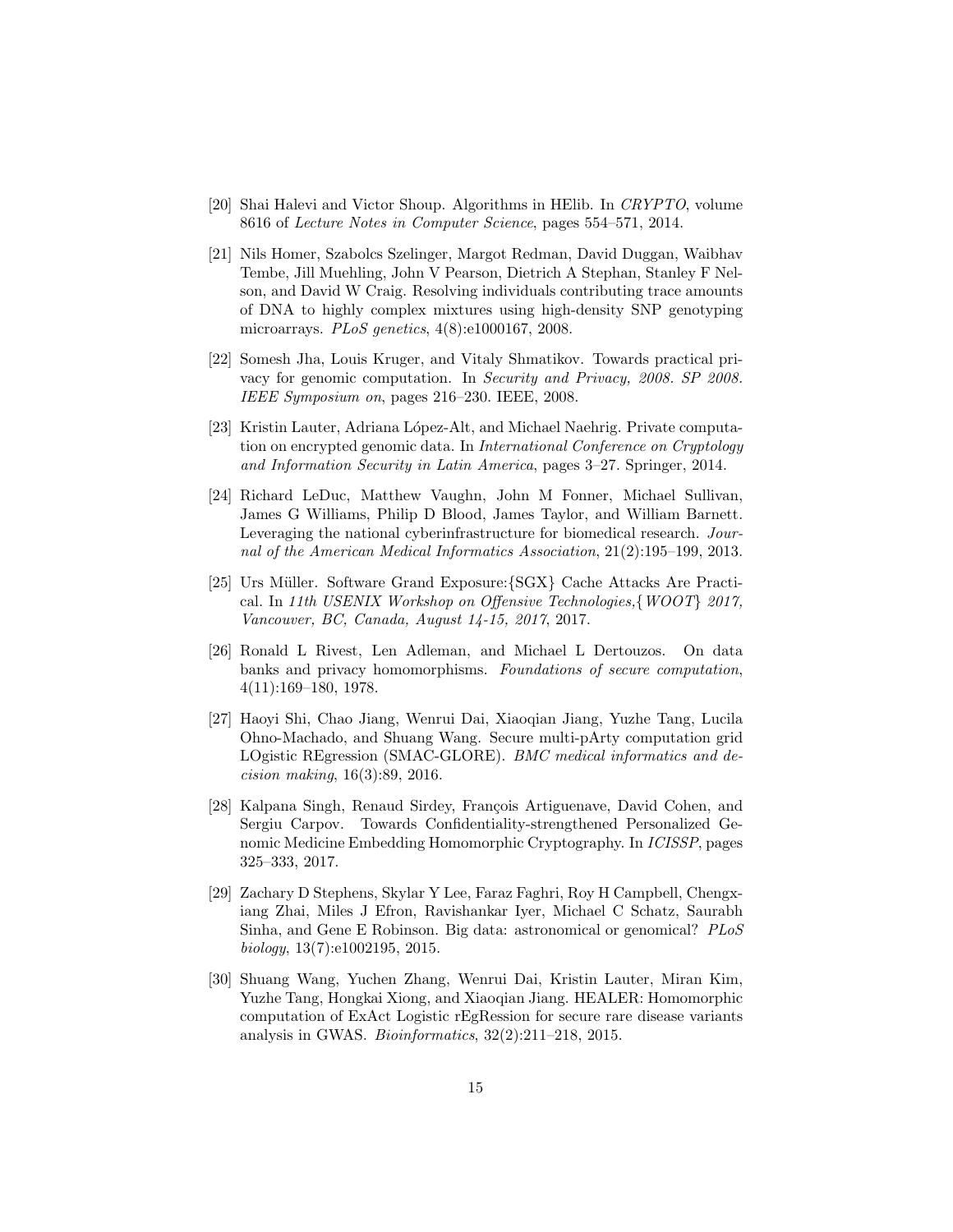[20] Shai Halevi and Victor Shoup. Algorithms in HElib. In *CRYPTO*, volume 8616 of *Lecture Notes in Computer Science*, pages 554–571, 2014.

[21] Nils Homer, Szabolcs Szelinger, Margot Redman, David Duggan, Waibhav Tembe, Jill Muehling, John V Pearson, Dietrich A Stephan, Stanley F Nelson, and David W Craig. Resolving individuals contributing trace amounts of DNA to highly complex mixtures using high-density SNP genotyping microarrays. *PLoS genetics*, 4(8):e1000167, 2008.

[22] Somesh Jha, Louis Kruger, and Vitaly Shmatikov. Towards practical privacy for genomic computation. In *Security and Privacy, 2008. SP 2008. IEEE Symposium on*, pages 216–230. IEEE, 2008.

[23] Kristin Lauter, Adriana López-Alt, and Michael Naehrig. Private computation on encrypted genomic data. In *International Conference on Cryptology and Information Security in Latin America*, pages 3–27. Springer, 2014.

[24] Richard LeDuc, Matthew Vaughn, John M Fonner, Michael Sullivan, James G Williams, Philip D Blood, James Taylor, and William Barnett. Leveraging the national cyberinfrastructure for biomedical research. *Journal of the American Medical Informatics Association*, 21(2):195–199, 2013.

[25] Urs Müller. Software Grand Exposure:{SGX} Cache Attacks Are Practical. In *11th USENIX Workshop on Offensive Technologies,{WOOT} 2017, Vancouver, BC, Canada, August 14-15, 2017*, 2017.

[26] Ronald L Rivest, Len Adleman, and Michael L Dertouzos. On data banks and privacy homomorphisms. *Foundations of secure computation*, 4(11):169–180, 1978.

[27] Haoyi Shi, Chao Jiang, Wenrui Dai, Xiaoqian Jiang, Yuzhe Tang, Lucila Ohno-Machado, and Shuang Wang. Secure multi-pArty computation grid LOgistic REgression (SMAC-GLORE). *BMC medical informatics and decision making*, 16(3):89, 2016.

[28] Kalpana Singh, Renaud Sirdey, François Artiguenave, David Cohen, and Sergiu Carpov. Towards Confidentiality-strengthened Personalized Genomic Medicine Embedding Homomorphic Cryptography. In *ICISSP*, pages 325–333, 2017.

[29] Zachary D Stephens, Skylar Y Lee, Faraz Faghri, Roy H Campbell, Chengxiang Zhai, Miles J Efron, Ravishankar Iyer, Michael C Schatz, Saurabh Sinha, and Gene E Robinson. Big data: astronomical or genomical? *PLoS biology*, 13(7):e1002195, 2015.

[30] Shuang Wang, Yuchen Zhang, Wenrui Dai, Kristin Lauter, Miran Kim, Yuzhe Tang, Hongkai Xiong, and Xiaoqian Jiang. HEALER: Homomorphic computation of ExAct Logistic rEgRession for secure rare disease variants analysis in GWAS. *Bioinformatics*, 32(2):211–218, 2015.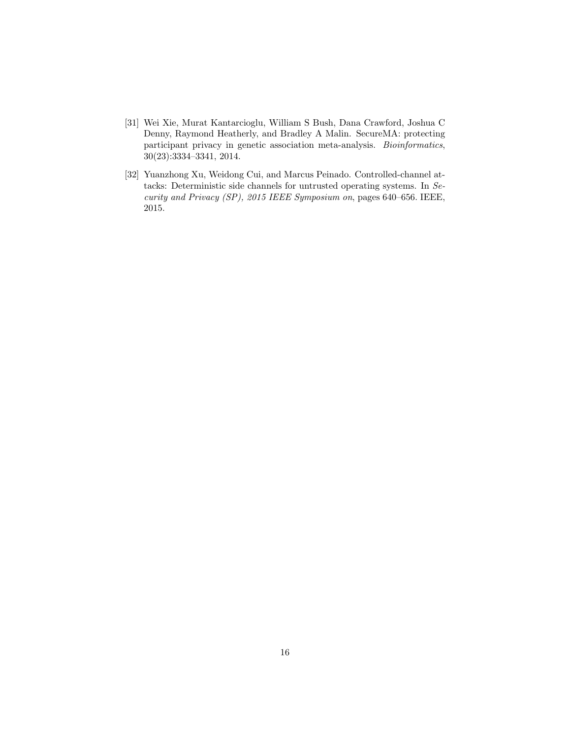[31] Wei Xie, Murat Kantarcioglu, William S Bush, Dana Crawford, Joshua C Denny, Raymond Heatherly, and Bradley A Malin. SecureMA: protecting participant privacy in genetic association meta-analysis. *Bioinformatics*, 30(23):3334–3341, 2014.

[32] Yuanzhong Xu, Weidong Cui, and Marcus Peinado. Controlled-channel attacks: Deterministic side channels for untrusted operating systems. In *Security and Privacy (SP), 2015 IEEE Symposium on*, pages 640–656. IEEE, 2015.